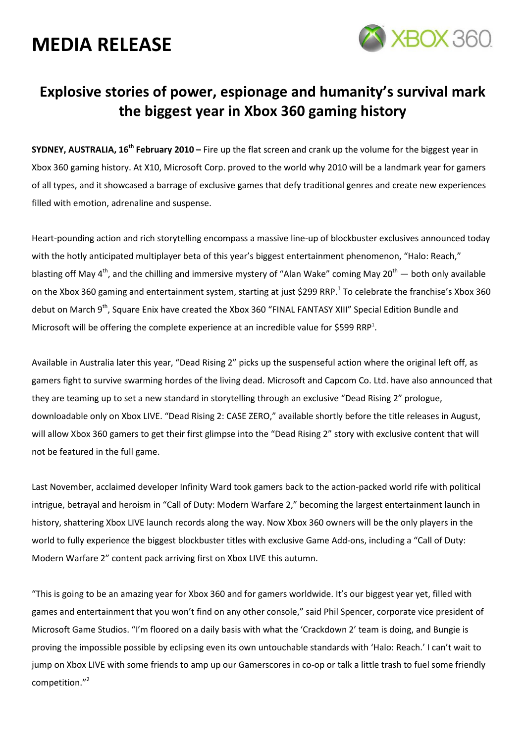# MEDIA RELEASE

## Explosive stories of power, espionage and humanity's survival mark the biggest year in Xbox 360 gaming history

**SYDNEY, AUSTRALIA, 16th February 2010 –** Fire up the flat screen and crank up the volume for the biggest year in Xbox 360 gaming history. At X10, Microsoft Corp. proved to the world why 2010 will be a landmark year for gamers of all types, and it showcased a barrage of exclusive games that defy traditional genres and create new experiences filled with emotion, adrenaline and suspense.

Heart-pounding action and rich storytelling encompass a massive line-up of blockbuster exclusives announced today with the hotly anticipated multiplayer beta of this year's biggest entertainment phenomenon, "Halo: Reach," blasting off May 4th, and the chilling and immersive mystery of "Alan Wake" coming May 20th — both only available on the Xbox 360 gaming and entertainment system, starting at just $299 RRP.[1] To celebrate the franchise's Xbox 360 debut on March 9th, Square Enix have created the Xbox 360 "FINAL FANTASY XIII" Special Edition Bundle and Microsoft will be offering the complete experience at an incredible value for $599 RRP[1].

Available in Australia later this year, "Dead Rising 2" picks up the suspenseful action where the original left off, as gamers fight to survive swarming hordes of the living dead. Microsoft and Capcom Co. Ltd. have also announced that they are teaming up to set a new standard in storytelling through an exclusive "Dead Rising 2" prologue, downloadable only on Xbox LIVE. "Dead Rising 2: CASE ZERO," available shortly before the title releases in August, will allow Xbox 360 gamers to get their first glimpse into the "Dead Rising 2" story with exclusive content that will not be featured in the full game.

Last November, acclaimed developer Infinity Ward took gamers back to the action-packed world rife with political intrigue, betrayal and heroism in "Call of Duty: Modern Warfare 2," becoming the largest entertainment launch in history, shattering Xbox LIVE launch records along the way. Now Xbox 360 owners will be the only players in the world to fully experience the biggest blockbuster titles with exclusive Game Add-ons, including a "Call of Duty: Modern Warfare 2" content pack arriving first on Xbox LIVE this autumn.

"This is going to be an amazing year for Xbox 360 and for gamers worldwide. It's our biggest year yet, filled with games and entertainment that you won't find on any other console," said Phil Spencer, corporate vice president of Microsoft Game Studios. "I'm floored on a daily basis with what the 'Crackdown 2' team is doing, and Bungie is proving the impossible possible by eclipsing even its own untouchable standards with 'Halo: Reach.' I can't wait to jump on Xbox LIVE with some friends to amp up our Gamerscores in co-op or talk a little trash to fuel some friendly competition."[2]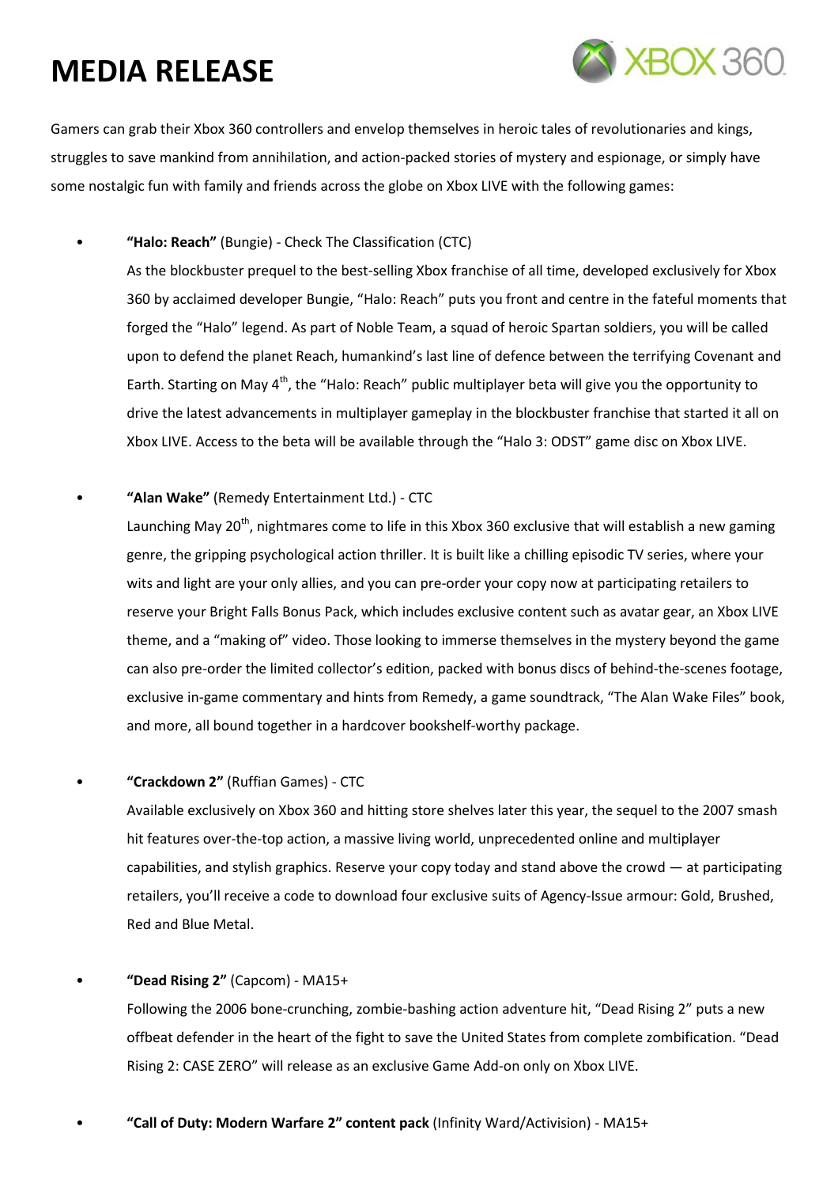# MEDIA RELEASE

Gamers can grab their Xbox 360 controllers and envelop themselves in heroic tales of revolutionaries and kings, struggles to save mankind from annihilation, and action-packed stories of mystery and espionage, or simply have some nostalgic fun with family and friends across the globe on Xbox LIVE with the following games:

- **"Halo: Reach"** (Bungie) - Check The Classification (CTC)
  As the blockbuster prequel to the best-selling Xbox franchise of all time, developed exclusively for Xbox 360 by acclaimed developer Bungie, "Halo: Reach" puts you front and centre in the fateful moments that forged the "Halo" legend. As part of Noble Team, a squad of heroic Spartan soldiers, you will be called upon to defend the planet Reach, humankind's last line of defence between the terrifying Covenant and Earth. Starting on May 4th, the "Halo: Reach" public multiplayer beta will give you the opportunity to drive the latest advancements in multiplayer gameplay in the blockbuster franchise that started it all on Xbox LIVE. Access to the beta will be available through the "Halo 3: ODST" game disc on Xbox LIVE.

- **"Alan Wake"** (Remedy Entertainment Ltd.) - CTC
  Launching May 20th, nightmares come to life in this Xbox 360 exclusive that will establish a new gaming genre, the gripping psychological action thriller. It is built like a chilling episodic TV series, where your wits and light are your only allies, and you can pre-order your copy now at participating retailers to reserve your Bright Falls Bonus Pack, which includes exclusive content such as avatar gear, an Xbox LIVE theme, and a "making of" video. Those looking to immerse themselves in the mystery beyond the game can also pre-order the limited collector's edition, packed with bonus discs of behind-the-scenes footage, exclusive in-game commentary and hints from Remedy, a game soundtrack, "The Alan Wake Files" book, and more, all bound together in a hardcover bookshelf-worthy package.

- **"Crackdown 2"** (Ruffian Games) - CTC
  Available exclusively on Xbox 360 and hitting store shelves later this year, the sequel to the 2007 smash hit features over-the-top action, a massive living world, unprecedented online and multiplayer capabilities, and stylish graphics. Reserve your copy today and stand above the crowd — at participating retailers, you'll receive a code to download four exclusive suits of Agency-Issue armour: Gold, Brushed, Red and Blue Metal.

- **"Dead Rising 2"** (Capcom) - MA15+
  Following the 2006 bone-crunching, zombie-bashing action adventure hit, "Dead Rising 2" puts a new offbeat defender in the heart of the fight to save the United States from complete zombification. "Dead Rising 2: CASE ZERO" will release as an exclusive Game Add-on only on Xbox LIVE.

- **"Call of Duty: Modern Warfare 2" content pack** (Infinity Ward/Activision) - MA15+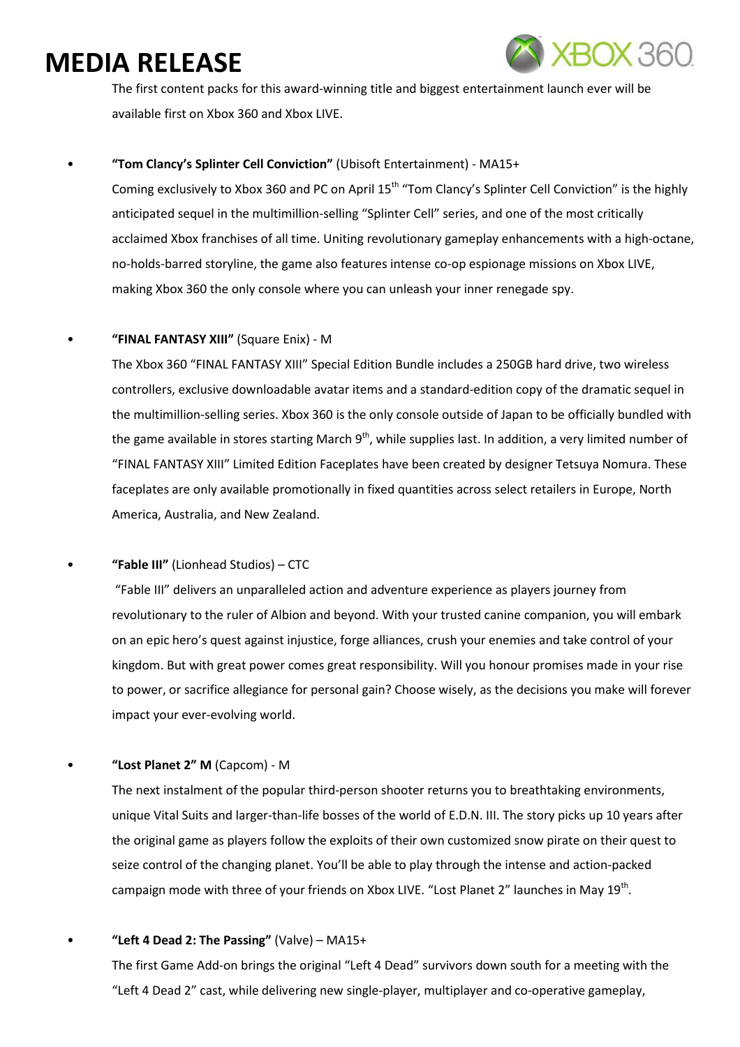The first content packs for this award-winning title and biggest entertainment launch ever will be available first on Xbox 360 and Xbox LIVE.

- **"Tom Clancy's Splinter Cell Conviction"** (Ubisoft Entertainment) - MA15+

  Coming exclusively to Xbox 360 and PC on April 15th "Tom Clancy's Splinter Cell Conviction" is the highly anticipated sequel in the multimillion-selling "Splinter Cell" series, and one of the most critically acclaimed Xbox franchises of all time. Uniting revolutionary gameplay enhancements with a high-octane, no-holds-barred storyline, the game also features intense co-op espionage missions on Xbox LIVE, making Xbox 360 the only console where you can unleash your inner renegade spy.

- **"FINAL FANTASY XIII"** (Square Enix) - M

  The Xbox 360 "FINAL FANTASY XIII" Special Edition Bundle includes a 250GB hard drive, two wireless controllers, exclusive downloadable avatar items and a standard-edition copy of the dramatic sequel in the multimillion-selling series. Xbox 360 is the only console outside of Japan to be officially bundled with the game available in stores starting March 9th, while supplies last. In addition, a very limited number of "FINAL FANTASY XIII" Limited Edition Faceplates have been created by designer Tetsuya Nomura. These faceplates are only available promotionally in fixed quantities across select retailers in Europe, North America, Australia, and New Zealand.

- **"Fable III"** (Lionhead Studios) – CTC

  "Fable III" delivers an unparalleled action and adventure experience as players journey from revolutionary to the ruler of Albion and beyond. With your trusted canine companion, you will embark on an epic hero's quest against injustice, forge alliances, crush your enemies and take control of your kingdom. But with great power comes great responsibility. Will you honour promises made in your rise to power, or sacrifice allegiance for personal gain? Choose wisely, as the decisions you make will forever impact your ever-evolving world.

- **"Lost Planet 2" M** (Capcom) - M

  The next instalment of the popular third-person shooter returns you to breathtaking environments, unique Vital Suits and larger-than-life bosses of the world of E.D.N. III. The story picks up 10 years after the original game as players follow the exploits of their own customized snow pirate on their quest to seize control of the changing planet. You'll be able to play through the intense and action-packed campaign mode with three of your friends on Xbox LIVE. "Lost Planet 2" launches in May 19th.

- **"Left 4 Dead 2: The Passing"** (Valve) – MA15+

  The first Game Add-on brings the original "Left 4 Dead" survivors down south for a meeting with the "Left 4 Dead 2" cast, while delivering new single-player, multiplayer and co-operative gameplay,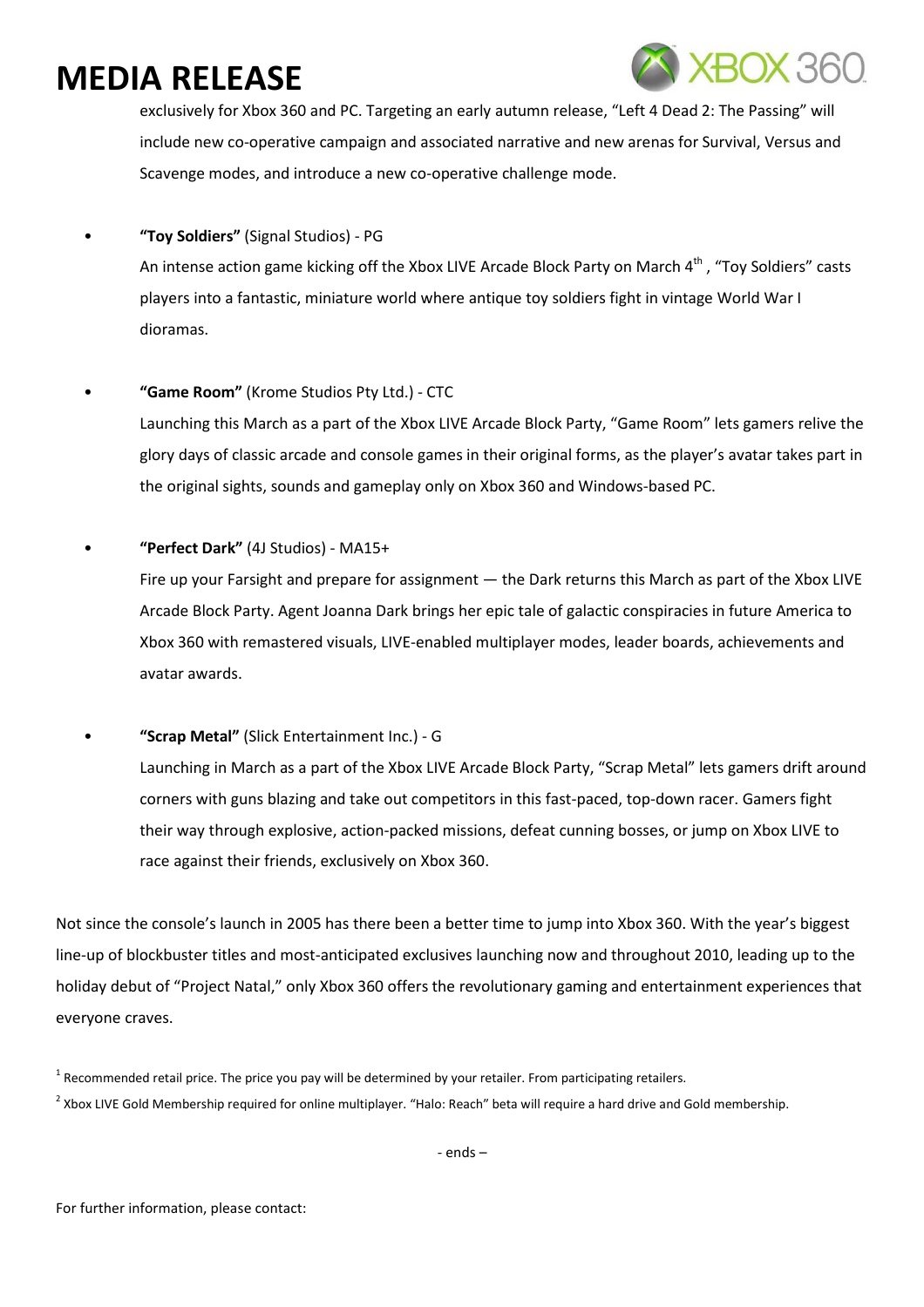exclusively for Xbox 360 and PC. Targeting an early autumn release, "Left 4 Dead 2: The Passing" will include new co-operative campaign and associated narrative and new arenas for Survival, Versus and Scavenge modes, and introduce a new co-operative challenge mode.

- **"Toy Soldiers"** (Signal Studios) - PG

  An intense action game kicking off the Xbox LIVE Arcade Block Party on March 4th, "Toy Soldiers" casts players into a fantastic, miniature world where antique toy soldiers fight in vintage World War I dioramas.

- **"Game Room"** (Krome Studios Pty Ltd.) - CTC

  Launching this March as a part of the Xbox LIVE Arcade Block Party, "Game Room" lets gamers relive the glory days of classic arcade and console games in their original forms, as the player's avatar takes part in the original sights, sounds and gameplay only on Xbox 360 and Windows-based PC.

- **"Perfect Dark"** (4J Studios) - MA15+

  Fire up your Farsight and prepare for assignment — the Dark returns this March as part of the Xbox LIVE Arcade Block Party. Agent Joanna Dark brings her epic tale of galactic conspiracies in future America to Xbox 360 with remastered visuals, LIVE-enabled multiplayer modes, leader boards, achievements and avatar awards.

- **"Scrap Metal"** (Slick Entertainment Inc.) - G

  Launching in March as a part of the Xbox LIVE Arcade Block Party, "Scrap Metal" lets gamers drift around corners with guns blazing and take out competitors in this fast-paced, top-down racer. Gamers fight their way through explosive, action-packed missions, defeat cunning bosses, or jump on Xbox LIVE to race against their friends, exclusively on Xbox 360.

Not since the console's launch in 2005 has there been a better time to jump into Xbox 360. With the year's biggest line-up of blockbuster titles and most-anticipated exclusives launching now and throughout 2010, leading up to the holiday debut of "Project Natal," only Xbox 360 offers the revolutionary gaming and entertainment experiences that everyone craves.

[1] Recommended retail price. The price you pay will be determined by your retailer. From participating retailers.

[2] Xbox LIVE Gold Membership required for online multiplayer. "Halo: Reach" beta will require a hard drive and Gold membership.

- ends –

For further information, please contact: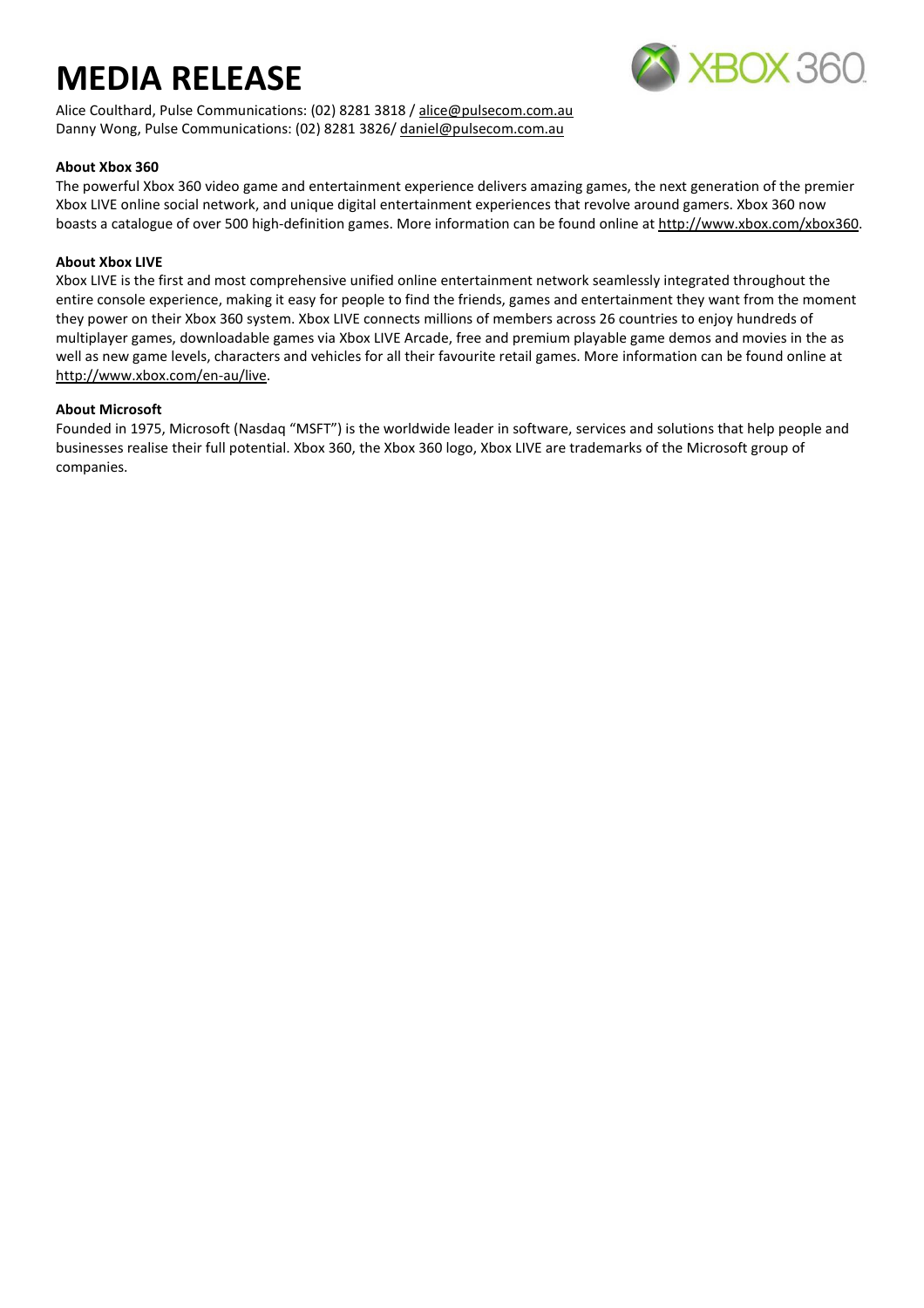# MEDIA RELEASE

Alice Coulthard, Pulse Communications: (02) 8281 3818 / alice@pulsecom.com.au
Danny Wong, Pulse Communications: (02) 8281 3826/ daniel@pulsecom.com.au

**About Xbox 360**

The powerful Xbox 360 video game and entertainment experience delivers amazing games, the next generation of the premier Xbox LIVE online social network, and unique digital entertainment experiences that revolve around gamers. Xbox 360 now boasts a catalogue of over 500 high-definition games. More information can be found online at http://www.xbox.com/xbox360.

**About Xbox LIVE**

Xbox LIVE is the first and most comprehensive unified online entertainment network seamlessly integrated throughout the entire console experience, making it easy for people to find the friends, games and entertainment they want from the moment they power on their Xbox 360 system. Xbox LIVE connects millions of members across 26 countries to enjoy hundreds of multiplayer games, downloadable games via Xbox LIVE Arcade, free and premium playable game demos and movies in the as well as new game levels, characters and vehicles for all their favourite retail games. More information can be found online at http://www.xbox.com/en-au/live.

**About Microsoft**

Founded in 1975, Microsoft (Nasdaq "MSFT") is the worldwide leader in software, services and solutions that help people and businesses realise their full potential. Xbox 360, the Xbox 360 logo, Xbox LIVE are trademarks of the Microsoft group of companies.